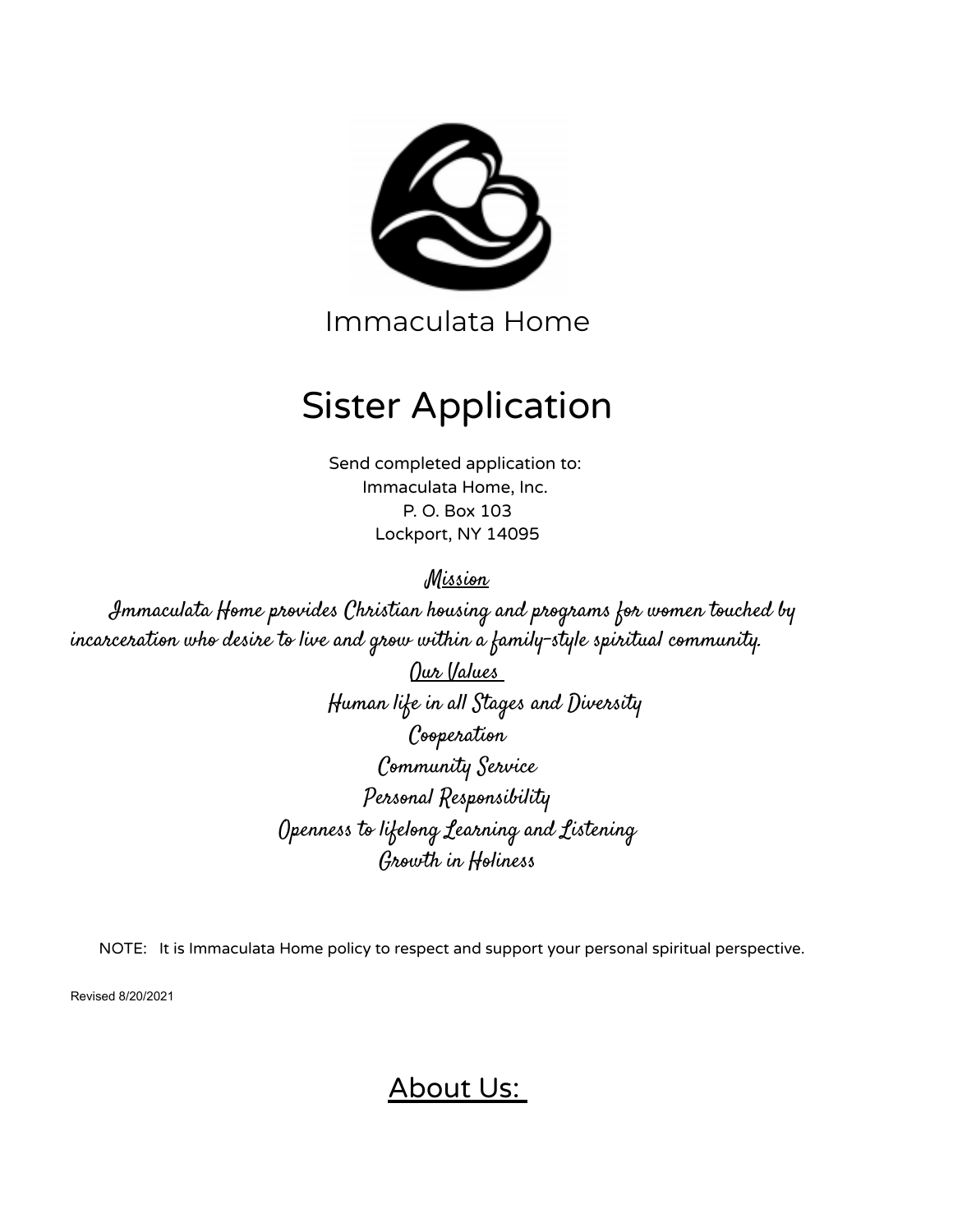Immaculata Home

# Sister Application

Send completed application to:
Immaculata Home, Inc.
P. O. Box 103
Lockport, NY 14095

## Mission

*Immaculata Home provides Christian housing and programs for women touched by incarceration who desire to live and grow within a family-style spiritual community.*

## Our Values

*Human life in all Stages and Diversity*
*Cooperation*
*Community Service*
*Personal Responsibility*
*Openness to lifelong Learning and Listening*
*Growth in Holiness*

NOTE: It is Immaculata Home policy to respect and support your personal spiritual perspective.

Revised 8/20/2021

## About Us: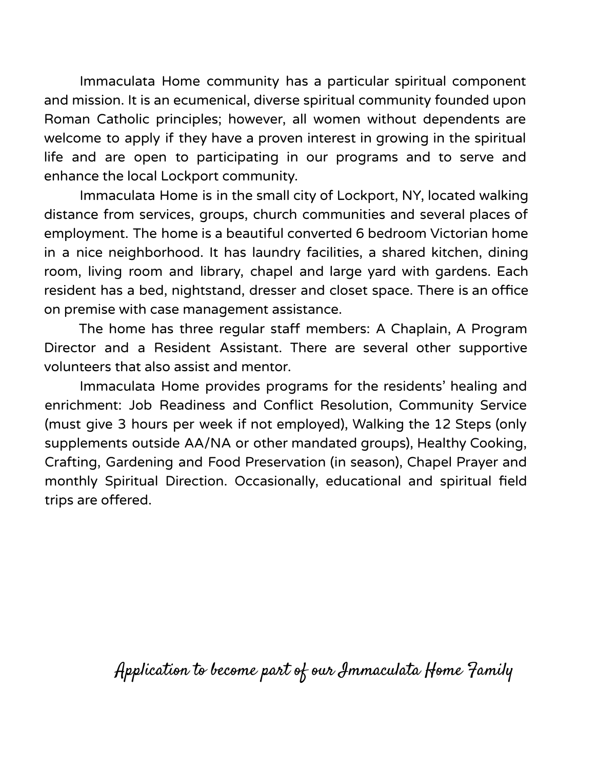Immaculata Home community has a particular spiritual component and mission. It is an ecumenical, diverse spiritual community founded upon Roman Catholic principles; however, all women without dependents are welcome to apply if they have a proven interest in growing in the spiritual life and are open to participating in our programs and to serve and enhance the local Lockport community.

Immaculata Home is in the small city of Lockport, NY, located walking distance from services, groups, church communities and several places of employment. The home is a beautiful converted 6 bedroom Victorian home in a nice neighborhood. It has laundry facilities, a shared kitchen, dining room, living room and library, chapel and large yard with gardens. Each resident has a bed, nightstand, dresser and closet space. There is an office on premise with case management assistance.

The home has three regular staff members: A Chaplain, A Program Director and a Resident Assistant. There are several other supportive volunteers that also assist and mentor.

Immaculata Home provides programs for the residents' healing and enrichment: Job Readiness and Conflict Resolution, Community Service (must give 3 hours per week if not employed), Walking the 12 Steps (only supplements outside AA/NA or other mandated groups), Healthy Cooking, Crafting, Gardening and Food Preservation (in season), Chapel Prayer and monthly Spiritual Direction. Occasionally, educational and spiritual field trips are offered.

## *Application to become part of our Immaculata Home Family*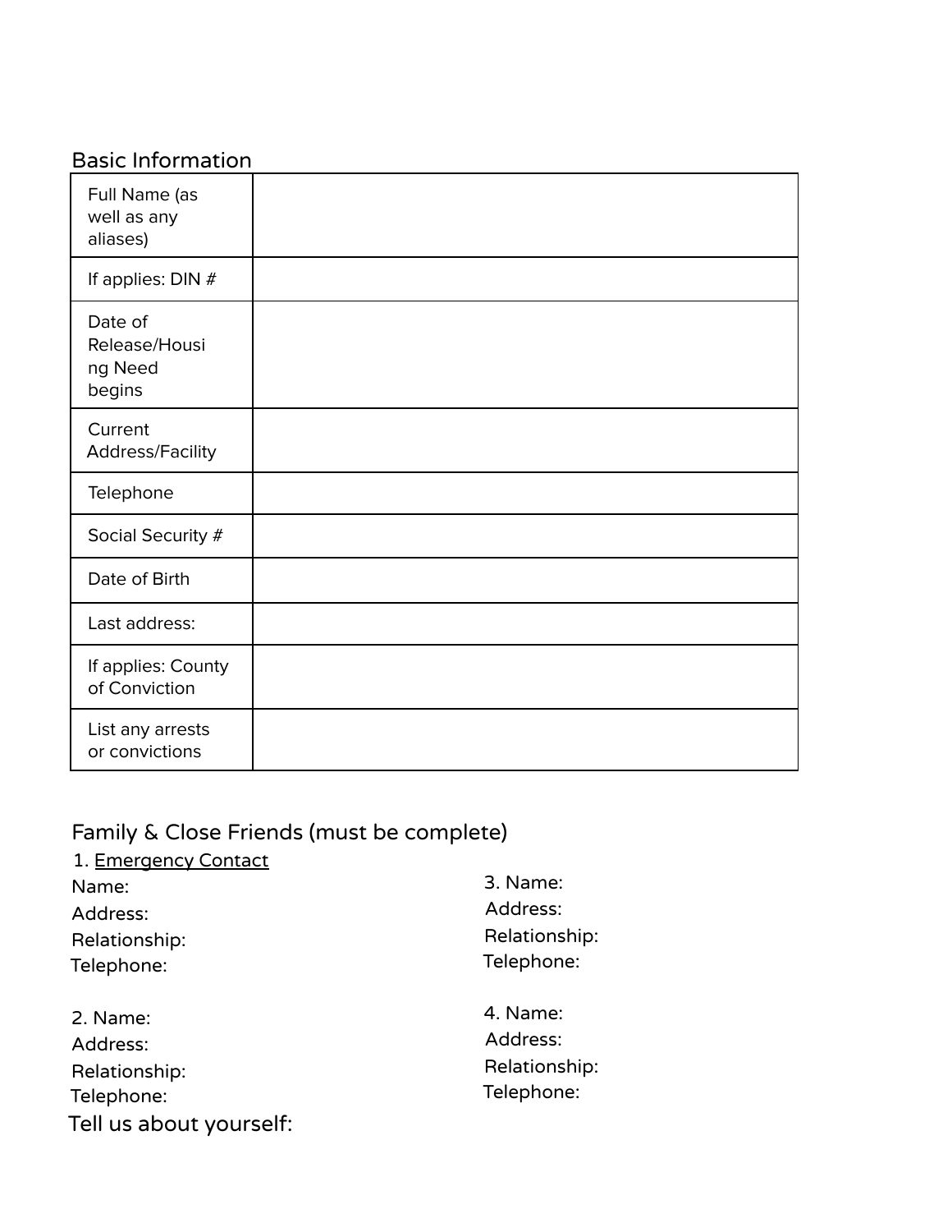## Basic Information

| Full Name (as well as any aliases) | |
|---|---|
| If applies: DIN # | |
| Date of Release/Housing Need begins | |
| Current Address/Facility | |
| Telephone | |
| Social Security # | |
| Date of Birth | |
| Last address: | |
| If applies: County of Conviction | |
| List any arrests or convictions | |

## Family & Close Friends (must be complete)

1. Emergency Contact
Name:
Address:
Relationship:
Telephone:

2. Name:
Address:
Relationship:
Telephone:

3. Name:
Address:
Relationship:
Telephone:

4. Name:
Address:
Relationship:
Telephone:

## Tell us about yourself: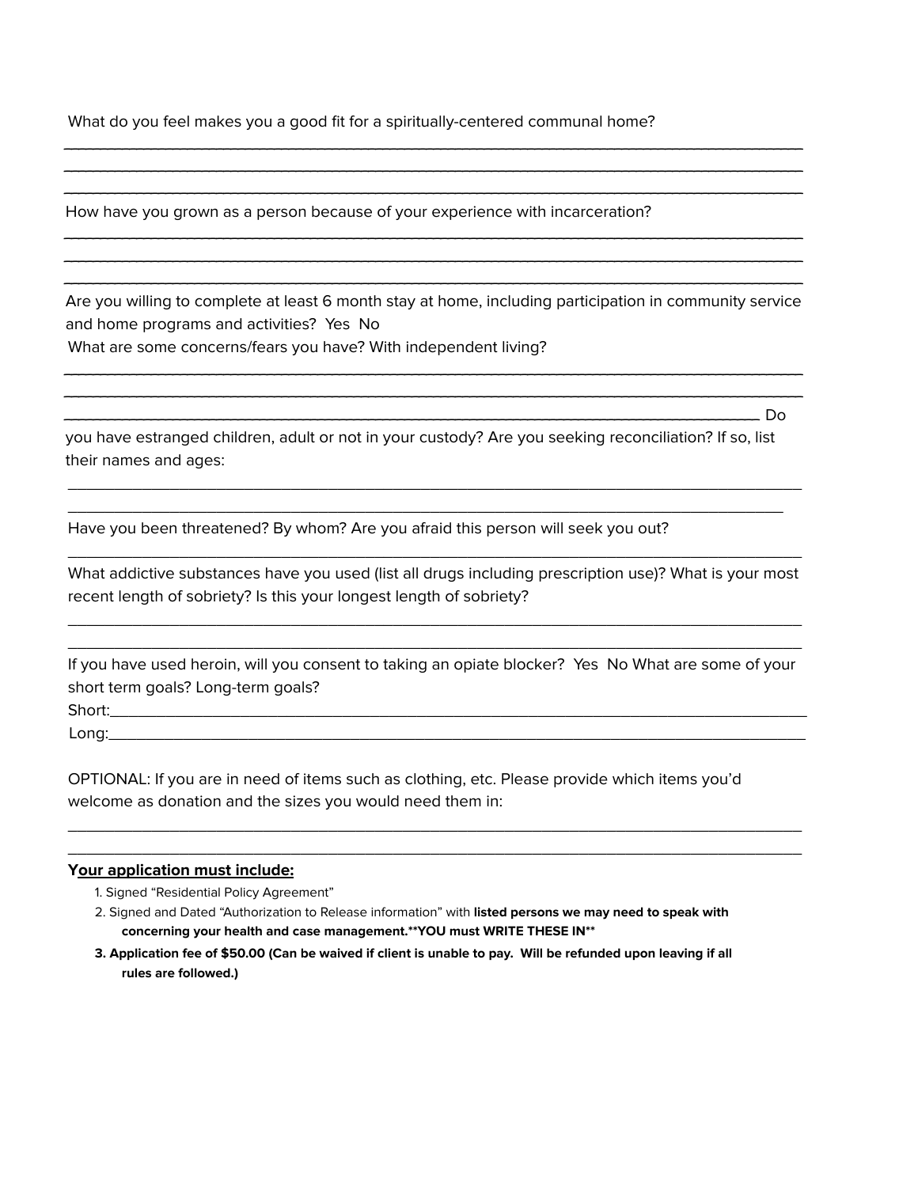What do you feel makes you a good fit for a spiritually-centered communal home?

______________________________________________________________________________________

______________________________________________________________________________________

______________________________________________________________________________________

How have you grown as a person because of your experience with incarceration?

______________________________________________________________________________________

______________________________________________________________________________________

______________________________________________________________________________________

Are you willing to complete at least 6 month stay at home, including participation in community service and home programs and activities? Yes No

What are some concerns/fears you have? With independent living?

______________________________________________________________________________________

______________________________________________________________________________________

______________________________________________________________________________________ Do you have estranged children, adult or not in your custody? Are you seeking reconciliation? If so, list their names and ages:

______________________________________________________________________________________

______________________________________________________________________________________

Have you been threatened? By whom? Are you afraid this person will seek you out?

______________________________________________________________________________________

What addictive substances have you used (list all drugs including prescription use)? What is your most recent length of sobriety? Is this your longest length of sobriety?

______________________________________________________________________________________

______________________________________________________________________________________

If you have used heroin, will you consent to taking an opiate blocker? Yes No What are some of your short term goals? Long-term goals?

Short:_________________________________________________________________________________

Long:__________________________________________________________________________________

OPTIONAL: If you are in need of items such as clothing, etc. Please provide which items you'd welcome as donation and the sizes you would need them in:

______________________________________________________________________________________

______________________________________________________________________________________

**Your application must include:**

1. Signed "Residential Policy Agreement"
2. Signed and Dated "Authorization to Release information" with **listed persons we may need to speak with concerning your health and case management.**YOU must WRITE THESE IN****
3. **Application fee of $50.00 (Can be waived if client is unable to pay. Will be refunded upon leaving if all rules are followed.)**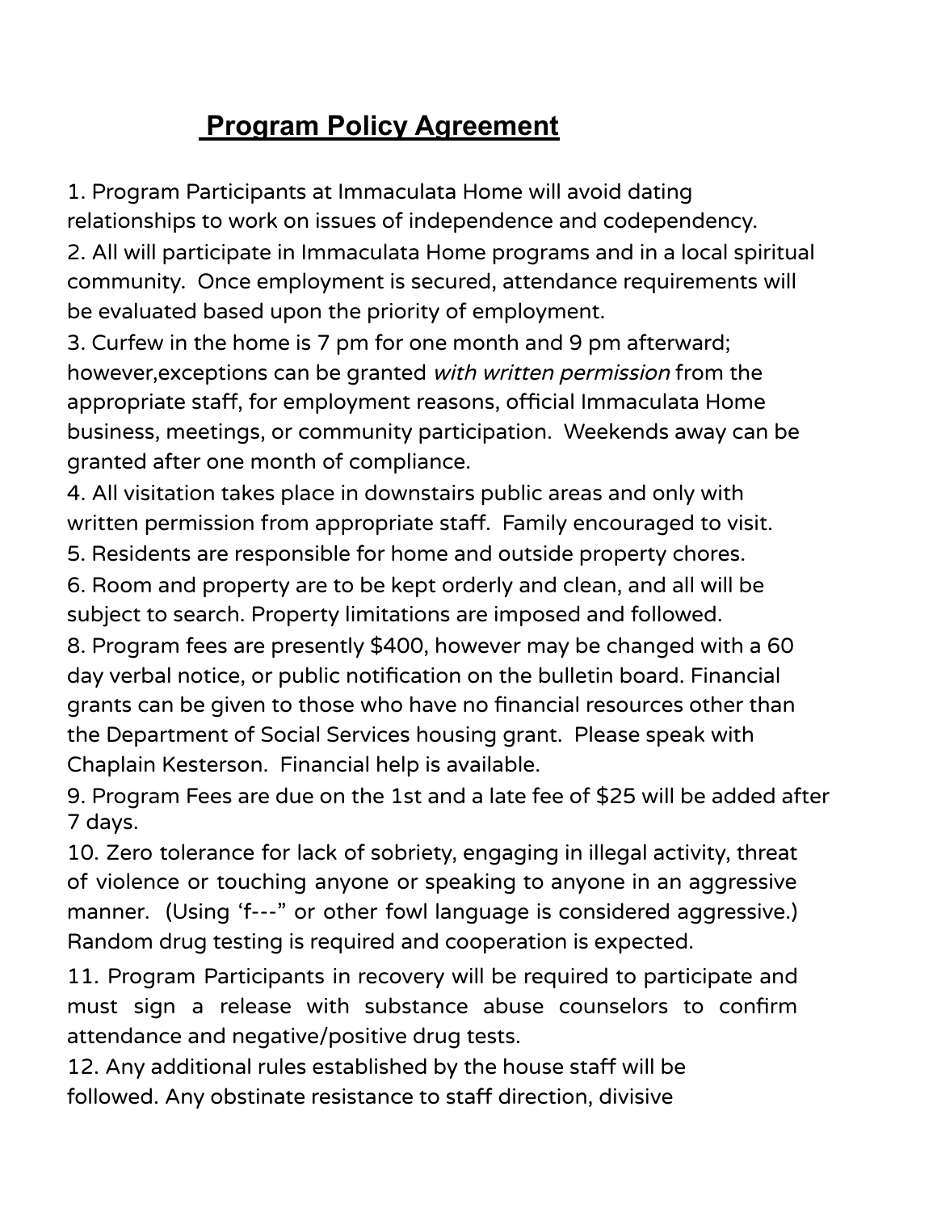# Program Policy Agreement

1. Program Participants at Immaculata Home will avoid dating relationships to work on issues of independence and codependency.
2. All will participate in Immaculata Home programs and in a local spiritual community. Once employment is secured, attendance requirements will be evaluated based upon the priority of employment.
3. Curfew in the home is 7 pm for one month and 9 pm afterward; however,exceptions can be granted *with written permission* from the appropriate staff, for employment reasons, official Immaculata Home business, meetings, or community participation. Weekends away can be granted after one month of compliance.
4. All visitation takes place in downstairs public areas and only with written permission from appropriate staff. Family encouraged to visit.
5. Residents are responsible for home and outside property chores.
6. Room and property are to be kept orderly and clean, and all will be subject to search. Property limitations are imposed and followed.
8. Program fees are presently $400, however may be changed with a 60 day verbal notice, or public notification on the bulletin board. Financial grants can be given to those who have no financial resources other than the Department of Social Services housing grant. Please speak with Chaplain Kesterson. Financial help is available.
9. Program Fees are due on the 1st and a late fee of $25 will be added after 7 days.
10. Zero tolerance for lack of sobriety, engaging in illegal activity, threat of violence or touching anyone or speaking to anyone in an aggressive manner. (Using 'f---" or other fowl language is considered aggressive.) Random drug testing is required and cooperation is expected.
11. Program Participants in recovery will be required to participate and must sign a release with substance abuse counselors to confirm attendance and negative/positive drug tests.
12. Any additional rules established by the house staff will be followed. Any obstinate resistance to staff direction, divisive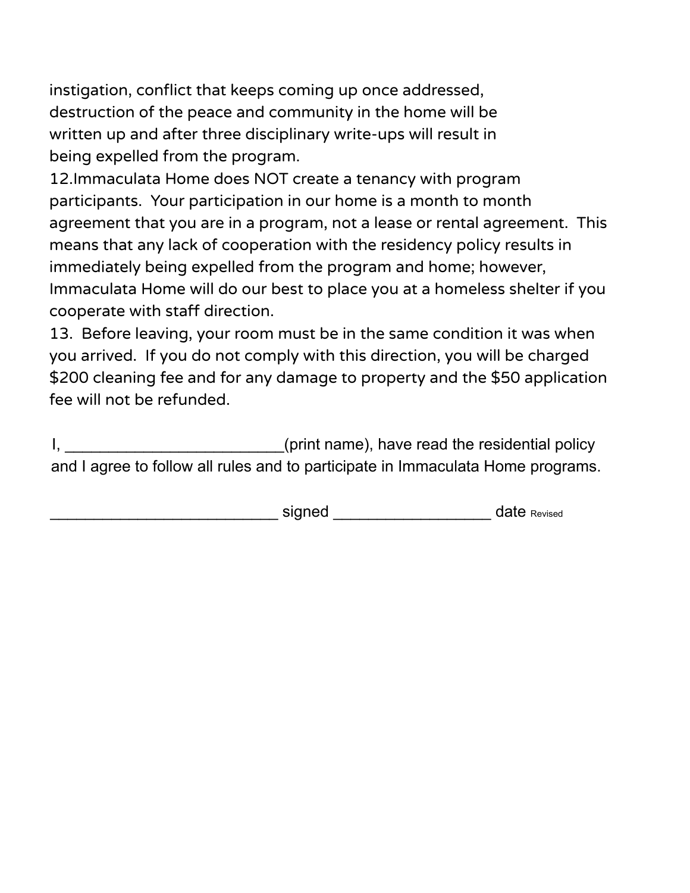instigation, conflict that keeps coming up once addressed, destruction of the peace and community in the home will be written up and after three disciplinary write-ups will result in being expelled from the program.

12. Immaculata Home does NOT create a tenancy with program participants. Your participation in our home is a month to month agreement that you are in a program, not a lease or rental agreement. This means that any lack of cooperation with the residency policy results in immediately being expelled from the program and home; however, Immaculata Home will do our best to place you at a homeless shelter if you cooperate with staff direction.

13. Before leaving, your room must be in the same condition it was when you arrived. If you do not comply with this direction, you will be charged $200 cleaning fee and for any damage to property and the $50 application fee will not be refunded.

I, _________________________(print name), have read the residential policy and I agree to follow all rules and to participate in Immaculata Home programs.

__________________________ signed __________________ date Revised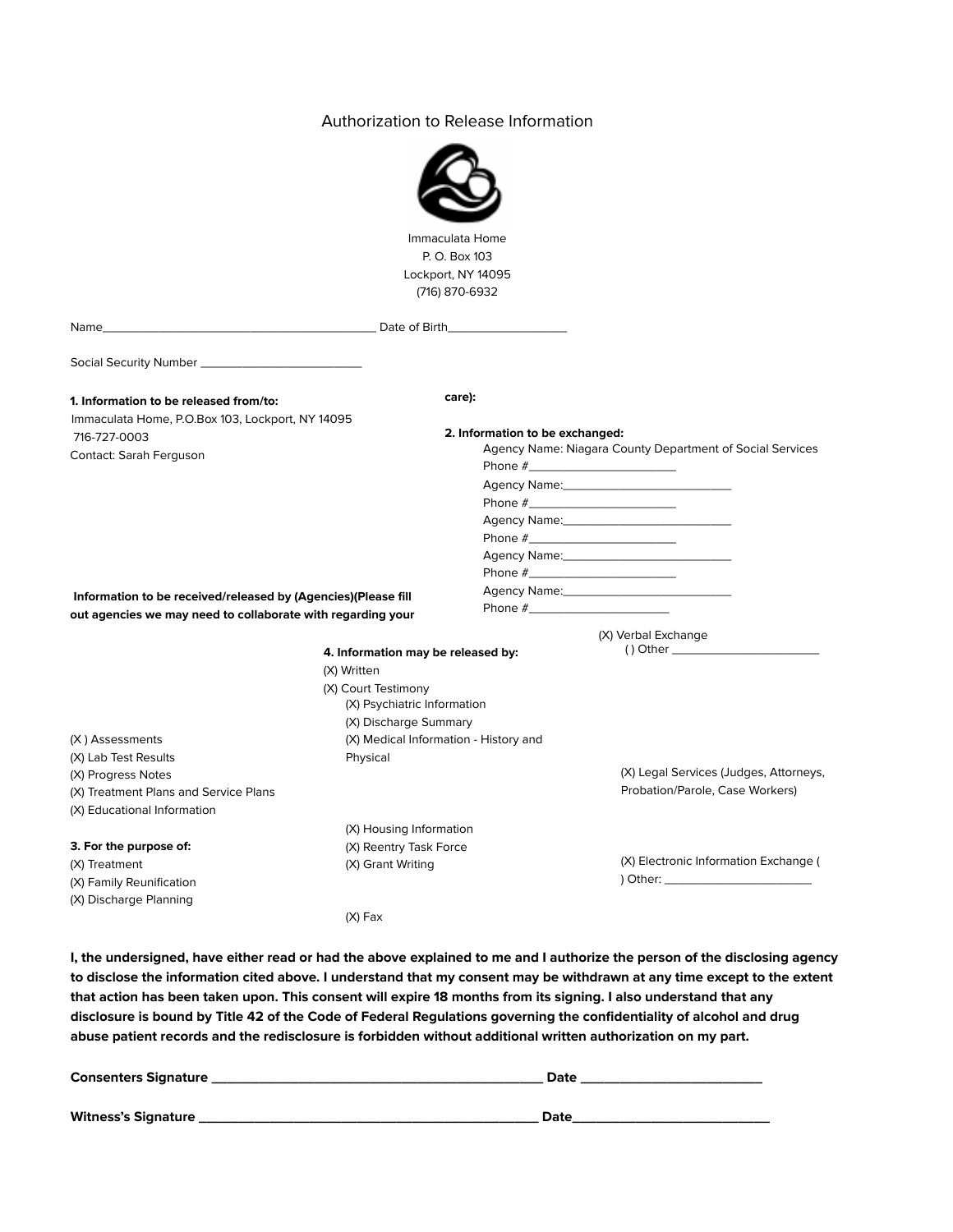# Authorization to Release Information

Immaculata Home
P. O. Box 103
Lockport, NY 14095
(716) 870-6932

Name___________________________________________ Date of Birth__________________

Social Security Number _________________________

**1. Information to be released from/to:**
Immaculata Home, P.O.Box 103, Lockport, NY 14095
716-727-0003
Contact: Sarah Ferguson

**Information to be received/released by (Agencies)(Please fill out agencies we may need to collaborate with regarding your care):**

Agency Name: Niagara County Department of Social Services
Phone #_______________________
Agency Name:___________________________
Phone #_______________________
Agency Name:___________________________
Phone #_______________________
Agency Name:___________________________
Phone #_______________________
Agency Name:___________________________
Phone #______________________

**2. Information to be exchanged:**

(X ) Assessments
(X) Lab Test Results
(X) Progress Notes
(X) Treatment Plans and Service Plans
(X) Educational Information
(X) Psychiatric Information
(X) Discharge Summary
(X) Medical Information - History and Physical
(X) Housing Information
(X) Reentry Task Force
(X) Grant Writing

**3. For the purpose of:**
(X) Treatment
(X) Family Reunification
(X) Discharge Planning
(X) Legal Services (Judges, Attorneys, Probation/Parole, Case Workers)

**4. Information may be released by:**
(X) Written
(X) Court Testimony
(X) Verbal Exchange
( ) Other _______________________
(X) Electronic Information Exchange
( ) Other: ______________________
(X) Fax

**I, the undersigned, have either read or had the above explained to me and I authorize the person of the disclosing agency to disclose the information cited above. I understand that my consent may be withdrawn at any time except to the extent that action has been taken upon. This consent will expire 18 months from its signing. I also understand that any disclosure is bound by Title 42 of the Code of Federal Regulations governing the confidentiality of alcohol and drug abuse patient records and the redisclosure is forbidden without additional written authorization on my part.**

**Consenters Signature _______________________________________________ Date _________________________**

**Witness's Signature ________________________________________________ Date___________________________**